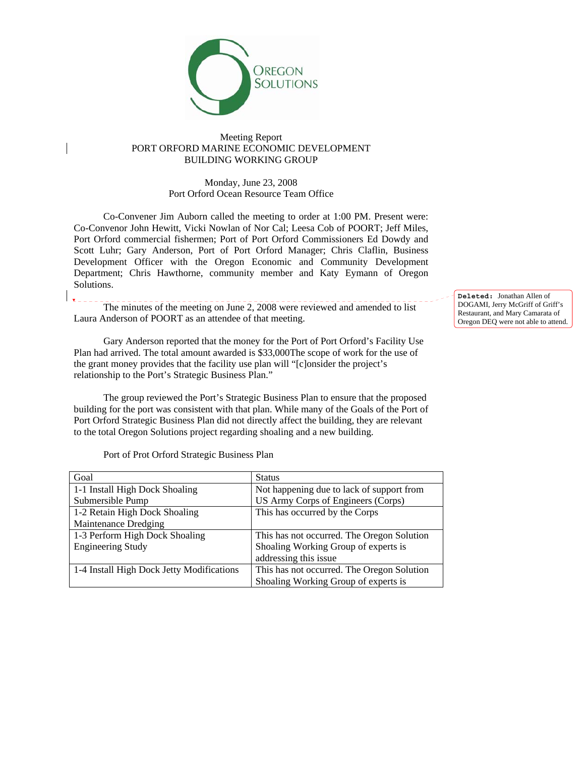Meeting Report
PORT ORFORD MARINE ECONOMIC DEVELOPMENT
BUILDING WORKING GROUP

Monday, June 23, 2008
Port Orford Ocean Resource Team Office

Co-Convener Jim Auborn called the meeting to order at 1:00 PM. Present were: Co-Convenor John Hewitt, Vicki Nowlan of Nor Cal; Leesa Cob of POORT; Jeff Miles, Port Orford commercial fishermen; Port of Port Orford Commissioners Ed Dowdy and Scott Luhr; Gary Anderson, Port of Port Orford Manager; Chris Claflin, Business Development Officer with the Oregon Economic and Community Development Department; Chris Hawthorne, community member and Katy Eymann of Oregon Solutions.

**Deleted:** Jonathan Allen of DOGAMI, Jerry McGriff of Griff's Restaurant, and Mary Camarata of Oregon DEQ were not able to attend.

The minutes of the meeting on June 2, 2008 were reviewed and amended to list Laura Anderson of POORT as an attendee of that meeting.

Gary Anderson reported that the money for the Port of Port Orford's Facility Use Plan had arrived. The total awarded is $33,000The scope of work for the use of the grant money provides that the facility use plan will "[c]onsider the project's relationship to the Port's Strategic Business Plan."

The group reviewed the Port's Strategic Business Plan to ensure that the proposed building for the port was consistent with that plan. While many of the Goals of the Port of Port Orford Strategic Business Plan did not directly affect the building, they are relevant to the total Oregon Solutions project regarding shoaling and a new building.

Port of Prot Orford Strategic Business Plan

| Goal | Status |
|---|---|
| 1-1 Install High Dock Shoaling Submersible Pump | Not happening due to lack of support from US Army Corps of Engineers (Corps) |
| 1-2 Retain High Dock Shoaling Maintenance Dredging | This has occurred by the Corps |
| 1-3 Perform High Dock Shoaling Engineering Study | This has not occurred. The Oregon Solution Shoaling Working Group of experts is addressing this issue |
| 1-4 Install High Dock Jetty Modifications | This has not occurred. The Oregon Solution Shoaling Working Group of experts is |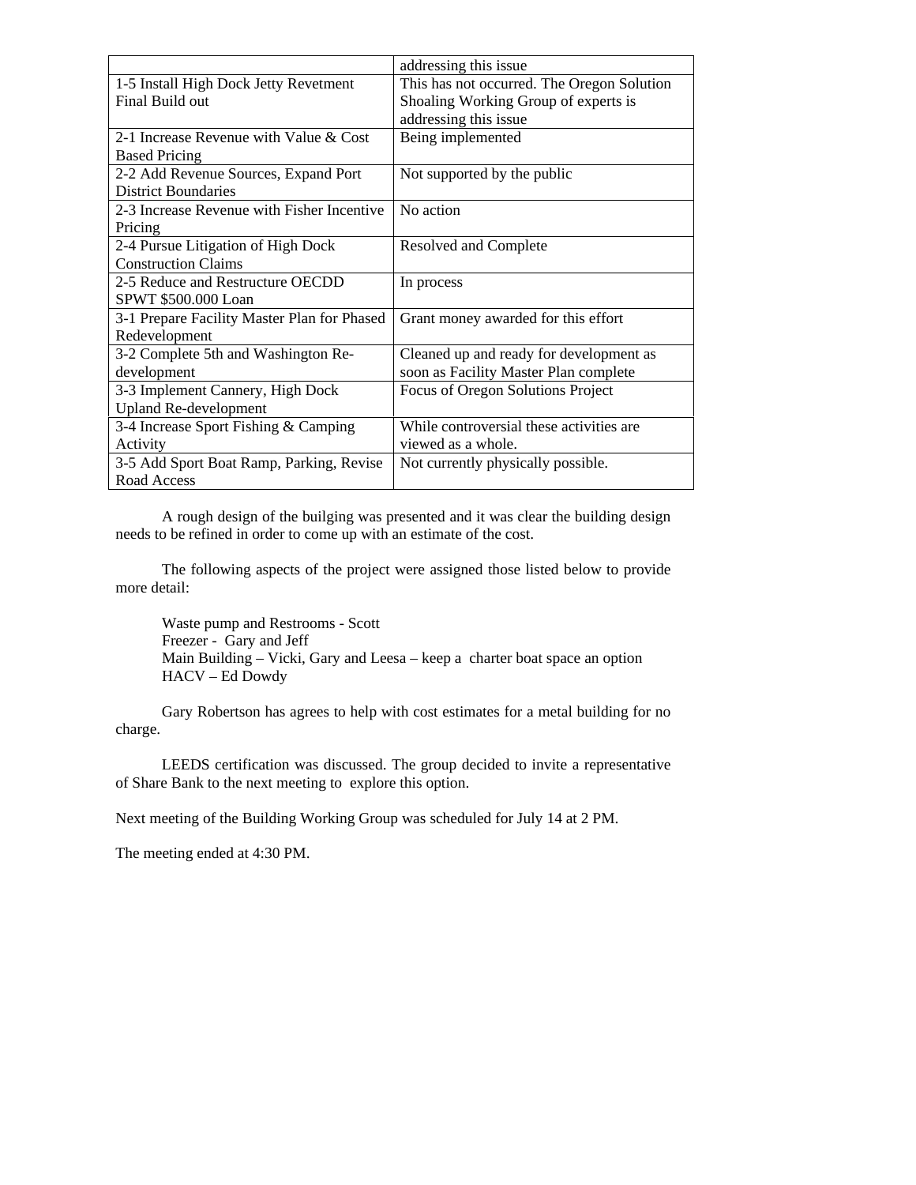| | |
|---|---|
| | addressing this issue |
| 1-5 Install High Dock Jetty Revetment Final Build out | This has not occurred. The Oregon Solution Shoaling Working Group of experts is addressing this issue |
| 2-1 Increase Revenue with Value & Cost Based Pricing | Being implemented |
| 2-2 Add Revenue Sources, Expand Port District Boundaries | Not supported by the public |
| 2-3 Increase Revenue with Fisher Incentive Pricing | No action |
| 2-4 Pursue Litigation of High Dock Construction Claims | Resolved and Complete |
| 2-5 Reduce and Restructure OECDD SPWT $500.000 Loan | In process |
| 3-1 Prepare Facility Master Plan for Phased Redevelopment | Grant money awarded for this effort |
| 3-2 Complete 5th and Washington Re-development | Cleaned up and ready for development as soon as Facility Master Plan complete |
| 3-3 Implement Cannery, High Dock Upland Re-development | Focus of Oregon Solutions Project |
| 3-4 Increase Sport Fishing & Camping Activity | While controversial these activities are viewed as a whole. |
| 3-5 Add Sport Boat Ramp, Parking, Revise Road Access | Not currently physically possible. |

A rough design of the builging was presented and it was clear the building design needs to be refined in order to come up with an estimate of the cost.

The following aspects of the project were assigned those listed below to provide more detail:

Waste pump and Restrooms - Scott
Freezer - Gary and Jeff
Main Building – Vicki, Gary and Leesa – keep a charter boat space an option
HACV – Ed Dowdy

Gary Robertson has agrees to help with cost estimates for a metal building for no charge.

LEEDS certification was discussed. The group decided to invite a representative of Share Bank to the next meeting to explore this option.

Next meeting of the Building Working Group was scheduled for July 14 at 2 PM.

The meeting ended at 4:30 PM.